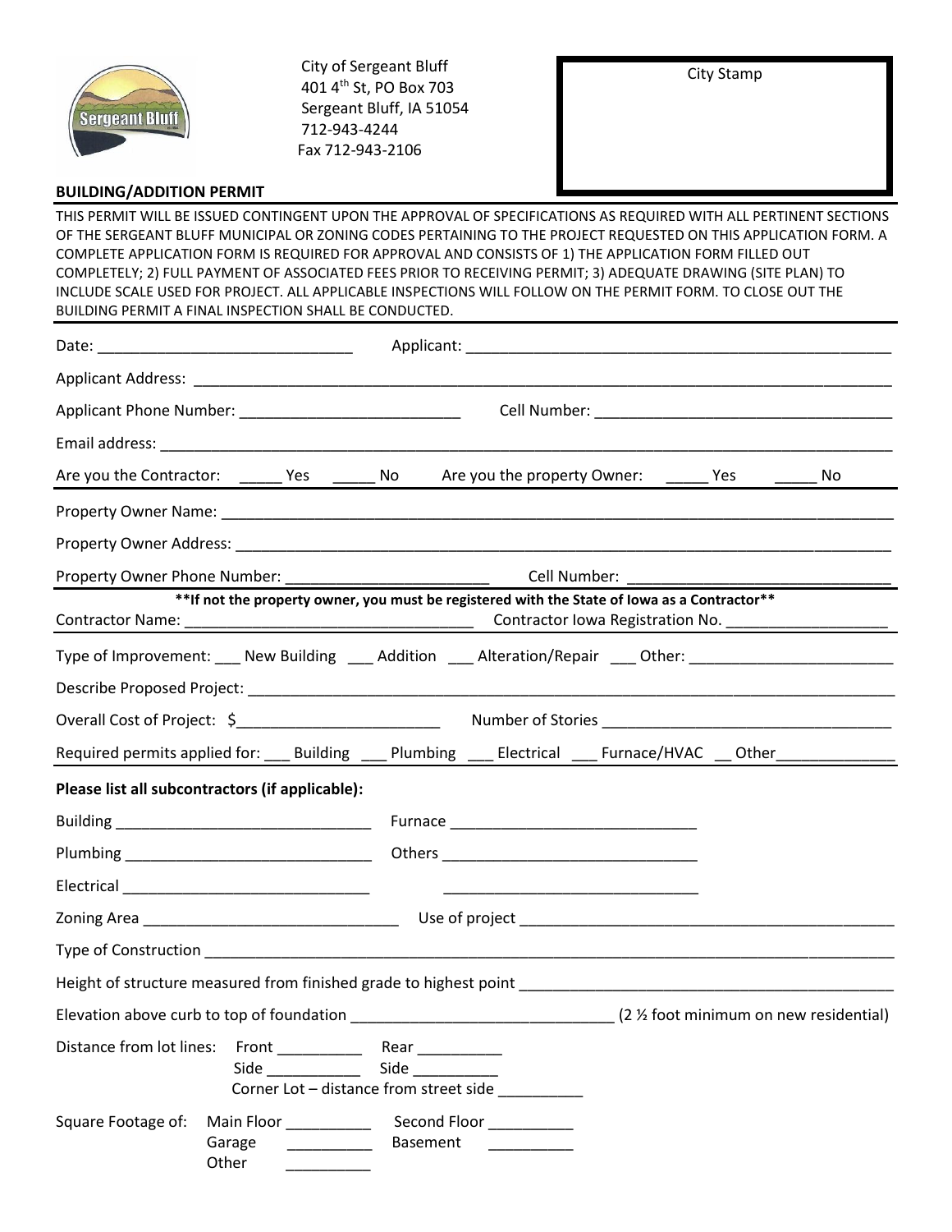City of Sergeant Bluff
401 4th St, PO Box 703
Sergeant Bluff, IA 51054
712-943-4244
Fax 712-943-2106

City Stamp

**BUILDING/ADDITION PERMIT**

THIS PERMIT WILL BE ISSUED CONTINGENT UPON THE APPROVAL OF SPECIFICATIONS AS REQUIRED WITH ALL PERTINENT SECTIONS OF THE SERGEANT BLUFF MUNICIPAL OR ZONING CODES PERTAINING TO THE PROJECT REQUESTED ON THIS APPLICATION FORM. A COMPLETE APPLICATION FORM IS REQUIRED FOR APPROVAL AND CONSISTS OF 1) THE APPLICATION FORM FILLED OUT COMPLETELY; 2) FULL PAYMENT OF ASSOCIATED FEES PRIOR TO RECEIVING PERMIT; 3) ADEQUATE DRAWING (SITE PLAN) TO INCLUDE SCALE USED FOR PROJECT. ALL APPLICABLE INSPECTIONS WILL FOLLOW ON THE PERMIT FORM. TO CLOSE OUT THE BUILDING PERMIT A FINAL INSPECTION SHALL BE CONDUCTED.

Date: ______________________________ Applicant: ___________________________________________________

Applicant Address: ___________________________________________________________________________________

Applicant Phone Number: __________________________ Cell Number: ___________________________________

Email address: _______________________________________________________________________________________

Are you the Contractor: _____ Yes _____ No Are you the property Owner: _____ Yes _____ No

Property Owner Name: _________________________________________________________________________________

Property Owner Address: _______________________________________________________________________________

Property Owner Phone Number: ________________________ Cell Number: ______________________________

**\*\*If not the property owner, you must be registered with the State of Iowa as a Contractor\*\***

Contractor Name: __________________________________ Contractor Iowa Registration No. __________________

Type of Improvement: ___ New Building ___ Addition ___ Alteration/Repair ___ Other: ________________________

Describe Proposed Project: _____________________________________________________________________________

Overall Cost of Project: $________________________ Number of Stories __________________________________

Required permits applied for: ___ Building ___ Plumbing ___ Electrical ___ Furnace/HVAC __ Other______________

**Please list all subcontractors (if applicable):**

Building ______________________________ Furnace ______________________________

Plumbing _____________________________ Others _______________________________

Electrical _____________________________ ______________________________

Zoning Area ______________________________ Use of project _______________________________________________

Type of Construction __________________________________________________________________________________

Height of structure measured from finished grade to highest point ____________________________________________

Elevation above curb to top of foundation ______________________________ (2 ½ foot minimum on new residential)

Distance from lot lines: Front __________ Rear __________
Side ___________ Side __________
Corner Lot – distance from street side __________

Square Footage of: Main Floor __________ Second Floor __________
Garage __________ Basement __________
Other __________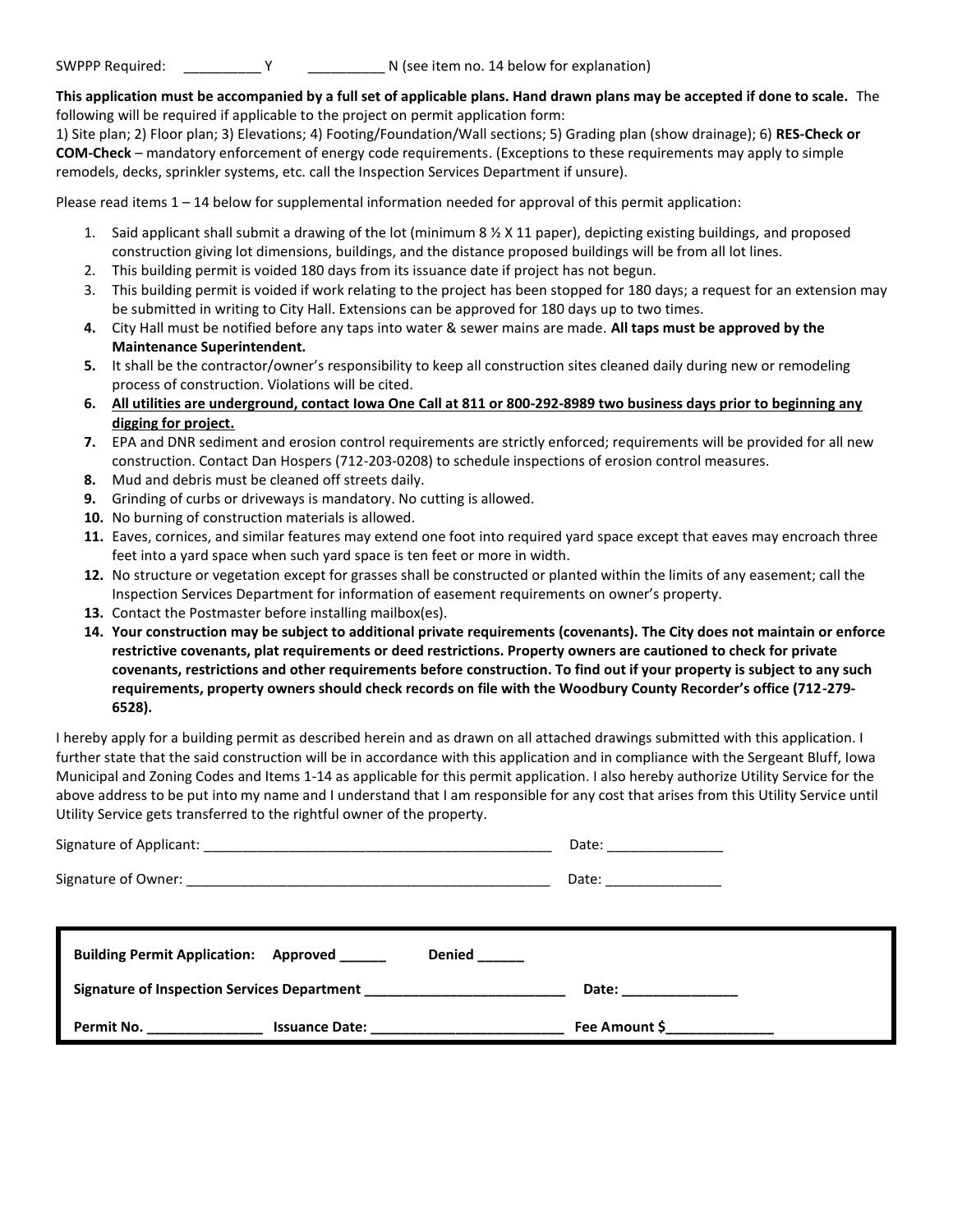SWPPP Required: __________ Y __________ N (see item no. 14 below for explanation)

**This application must be accompanied by a full set of applicable plans. Hand drawn plans may be accepted if done to scale.** The following will be required if applicable to the project on permit application form:
1) Site plan; 2) Floor plan; 3) Elevations; 4) Footing/Foundation/Wall sections; 5) Grading plan (show drainage); 6) **RES-Check or COM-Check** – mandatory enforcement of energy code requirements. (Exceptions to these requirements may apply to simple remodels, decks, sprinkler systems, etc. call the Inspection Services Department if unsure).

Please read items 1 – 14 below for supplemental information needed for approval of this permit application:

1. Said applicant shall submit a drawing of the lot (minimum 8 ½ X 11 paper), depicting existing buildings, and proposed construction giving lot dimensions, buildings, and the distance proposed buildings will be from all lot lines.
2. This building permit is voided 180 days from its issuance date if project has not begun.
3. This building permit is voided if work relating to the project has been stopped for 180 days; a request for an extension may be submitted in writing to City Hall. Extensions can be approved for 180 days up to two times.
4. City Hall must be notified before any taps into water & sewer mains are made. **All taps must be approved by the Maintenance Superintendent.**
5. It shall be the contractor/owner's responsibility to keep all construction sites cleaned daily during new or remodeling process of construction. Violations will be cited.
6. **<u>All utilities are underground, contact Iowa One Call at 811 or 800-292-8989 two business days prior to beginning any digging for project.</u>**
7. EPA and DNR sediment and erosion control requirements are strictly enforced; requirements will be provided for all new construction. Contact Dan Hospers (712-203-0208) to schedule inspections of erosion control measures.
8. Mud and debris must be cleaned off streets daily.
9. Grinding of curbs or driveways is mandatory. No cutting is allowed.
10. No burning of construction materials is allowed.
11. Eaves, cornices, and similar features may extend one foot into required yard space except that eaves may encroach three feet into a yard space when such yard space is ten feet or more in width.
12. No structure or vegetation except for grasses shall be constructed or planted within the limits of any easement; call the Inspection Services Department for information of easement requirements on owner's property.
13. Contact the Postmaster before installing mailbox(es).
14. **Your construction may be subject to additional private requirements (covenants). The City does not maintain or enforce restrictive covenants, plat requirements or deed restrictions. Property owners are cautioned to check for private covenants, restrictions and other requirements before construction. To find out if your property is subject to any such requirements, property owners should check records on file with the Woodbury County Recorder's office (712-279-6528).**

I hereby apply for a building permit as described herein and as drawn on all attached drawings submitted with this application. I further state that the said construction will be in accordance with this application and in compliance with the Sergeant Bluff, Iowa Municipal and Zoning Codes and Items 1-14 as applicable for this permit application. I also hereby authorize Utility Service for the above address to be put into my name and I understand that I am responsible for any cost that arises from this Utility Service until Utility Service gets transferred to the rightful owner of the property.

Signature of Applicant: ______________________________________________ Date: _______________

Signature of Owner: ________________________________________________ Date: _______________

**Building Permit Application: Approved ______ Denied ______**

**Signature of Inspection Services Department __________________________ Date: _______________**

**Permit No. _______________ Issuance Date: _________________________ Fee Amount $______________**